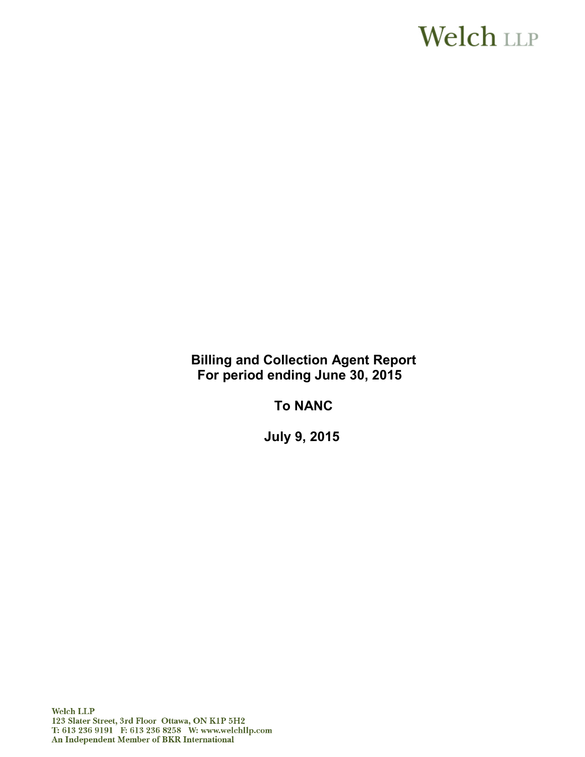Welch LLP

# Billing and Collection Agent Report
## For period ending June 30, 2015

## To NANC

## July 9, 2015

Welch LLP
123 Slater Street, 3rd Floor Ottawa, ON K1P 5H2
T: 613 236 9191 F: 613 236 8258 W: www.welchllp.com
An Independent Member of BKR International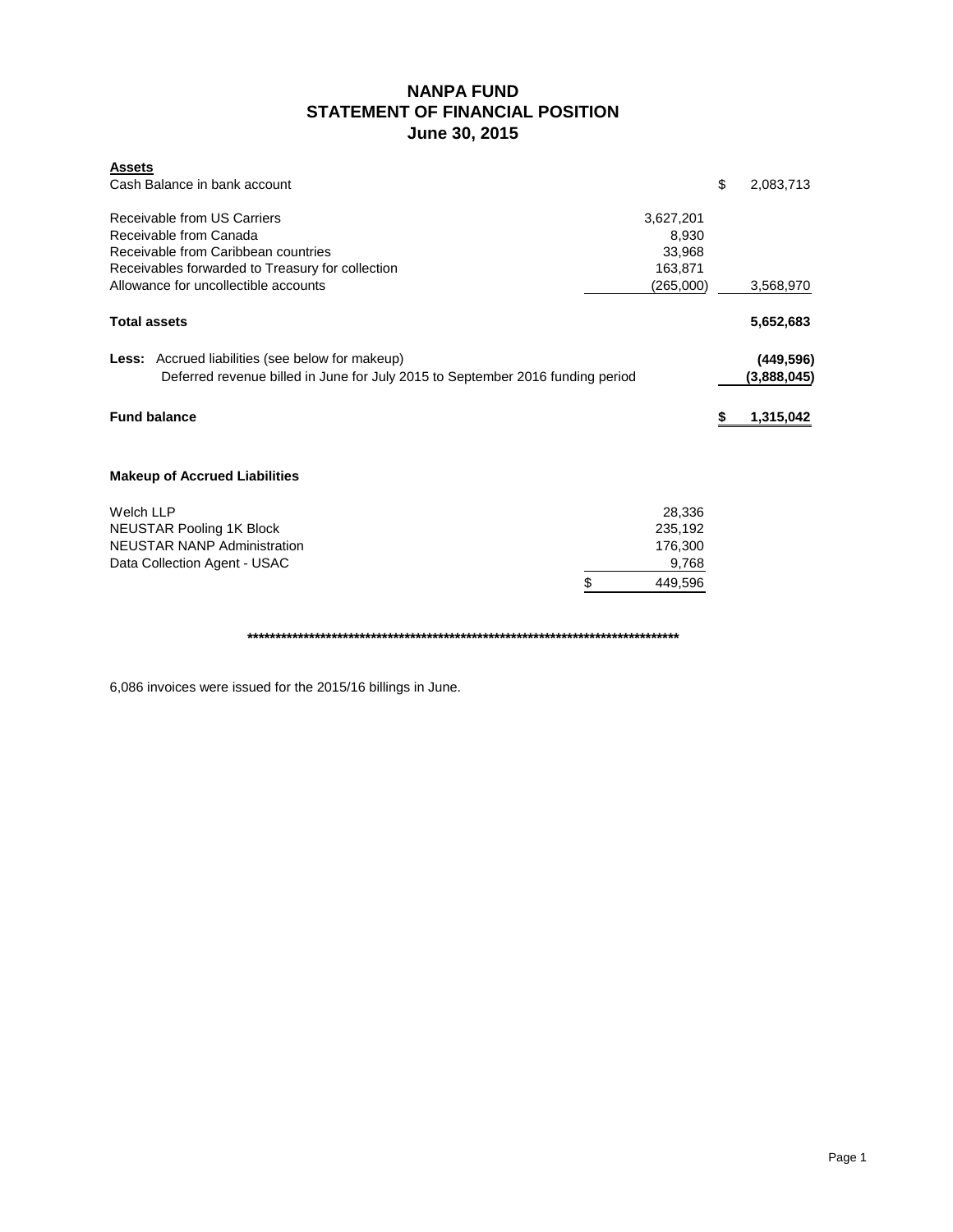# NANPA FUND
## STATEMENT OF FINANCIAL POSITION
### June 30, 2015

| **Assets** | | | |
|---|---|---|---|
| Cash Balance in bank account | | $ | 2,083,713 |
| | | | |
| Receivable from US Carriers | 3,627,201 | | |
| Receivable from Canada | 8,930 | | |
| Receivable from Caribbean countries | 33,968 | | |
| Receivables forwarded to Treasury for collection | 163,871 | | |
| Allowance for uncollectible accounts | (265,000) | | 3,568,970 |
| | | | |
| **Total assets** | | | **5,652,683** |
| | | | |
| **Less:** Accrued liabilities (see below for makeup) | | | **(449,596)** |
| Deferred revenue billed in June for July 2015 to September 2016 funding period | | | **(3,888,045)** |
| | | | |
| **Fund balance** | | **$** | **1,315,042** |

**Makeup of Accrued Liabilities**

| | | |
|---|---|---|
| Welch LLP | | 28,336 |
| NEUSTAR Pooling 1K Block | | 235,192 |
| NEUSTAR NANP Administration | | 176,300 |
| Data Collection Agent - USAC | | 9,768 |
| | $ | 449,596 |

*********************************************************************************

6,086 invoices were issued for the 2015/16 billings in June.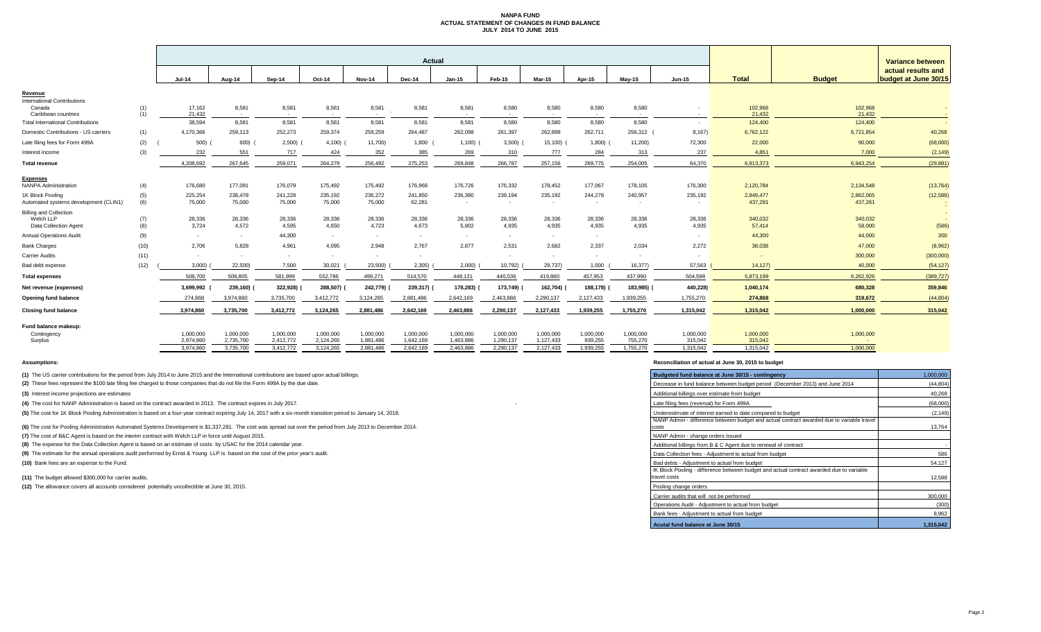# NANPA FUND
## ACTUAL STATEMENT OF CHANGES IN FUND BALANCE
## JULY 2014 TO JUNE 2015

| | | Actual | | | | | | | | | | | | | | Variance between actual results and budget at June 30/15 |
|---|---|---|---|---|---|---|---|---|---|---|---|---|---|---|---|---|
| | | Jul-14 | Aug-14 | Sep-14 | Oct-14 | Nov-14 | Dec-14 | Jan-15 | Feb-15 | Mar-15 | Apr-15 | May-15 | Jun-15 | Total | Budget | |
| **Revenue** | | | | | | | | | | | | | | | | |
| International Contributions | | | | | | | | | | | | | | | | |
| Canada | (1) | 17,162 | 8,581 | 8,581 | 8,581 | 8,581 | 8,581 | 8,581 | 8,580 | 8,580 | 8,580 | 8,580 | - | 102,968 | 102,968 | - |
| Caribbean countries | (1) | 21,432 | - | - | - | - | - | - | - | - | - | - | - | 21,432 | 21,432 | - |
| Total International Contributions | | 38,594 | 8,581 | 8,581 | 8,581 | 8,581 | 8,581 | 8,581 | 8,580 | 8,580 | 8,580 | 8,580 | - | 124,400 | 124,400 | - |
| Domestic Contributions - US carriers | (1) | 4,170,366 | 259,113 | 252,273 | 259,374 | 259,259 | 264,487 | 262,098 | 261,397 | 262,899 | 262,711 | 256,312 | (8,167) | 6,762,122 | 6,721,854 | 40,268 |
| Late filing fees for Form 499A | (2) | (500) | (600) | (2,500) | (4,100) | (11,700) | 1,800 | (1,100) | (3,500) | (15,100) | (1,800) | (11,200) | 72,300 | 22,000 | 90,000 | (68,000) |
| Interest income | (3) | 232 | 551 | 717 | 424 | 352 | 385 | 269 | 310 | 777 | 284 | 313 | 237 | 4,851 | 7,000 | (2,149) |
| **Total revenue** | | 4,208,692 | 267,645 | 259,071 | 264,279 | 256,492 | 275,253 | 269,848 | 266,787 | 257,156 | 269,775 | 254,005 | 64,370 | 6,913,373 | 6,943,254 | (29,881) |
| **Expenses** | | | | | | | | | | | | | | | | |
| NANPA Administration | (4) | 176,680 | 177,091 | 176,079 | 175,492 | 175,492 | 176,968 | 176,726 | 176,332 | 178,452 | 177,067 | 178,105 | 176,300 | 2,120,784 | 2,134,548 | (13,764) |
| 1K Block Pooling | (5) | 225,254 | 238,478 | 241,228 | 235,192 | 236,272 | 241,850 | 236,390 | 239,194 | 235,192 | 244,278 | 240,957 | 235,192 | 2,849,477 | 2,862,065 | (12,588) |
| Automated systems development (CLIN1) | (6) | 75,000 | 75,000 | 75,000 | 75,000 | 75,000 | 62,281 | - | - | - | - | - | - | 437,281 | 437,281 | - |
| Billing and Collection | | | | | | | | | | | | | | | | - |
| Welch LLP | (7) | 28,336 | 28,336 | 28,336 | 28,336 | 28,336 | 28,336 | 28,336 | 28,336 | 28,336 | 28,336 | 28,336 | 28,336 | 340,032 | 340,032 | - |
| Data Collection Agent | (8) | 3,724 | 4,572 | 4,595 | 4,650 | 4,723 | 4,673 | 5,802 | 4,935 | 4,935 | 4,935 | 4,935 | 4,935 | 57,414 | 58,000 | (586) |
| Annual Operations Audit | (9) | - | - | 44,300 | - | - | - | - | - | - | - | | - | 44,300 | 44,000 | 300 |
| Bank Charges | (10) | 2,706 | 5,828 | 4,961 | 4,095 | 2,948 | 2,767 | 2,877 | 2,531 | 2,682 | 2,337 | 2,034 | 2,272 | 38,038 | 47,000 | (8,962) |
| Carrier Audits | (11) | - | - | - | - | - | - | - | - | - | - | - | - | - | 300,000 | (300,000) |
| Bad debt expense | (12) | (3,000) | (22,500) | 7,500 | 30,021 | (23,500) | (2,305) | (2,000) | (10,792) | (29,737) | 1,000 | (16,377) | 57,563 | (14,127) | 40,000 | (54,127) |
| **Total expenses** | | 508,700 | 506,805 | 581,999 | 552,786 | 499,271 | 514,570 | 448,131 | 440,536 | 419,860 | 457,953 | 437,990 | 504,598 | 5,873,199 | 6,262,926 | (389,727) |
| **Net revenue (expenses)** | | 3,699,992 | (239,160) | (322,928) | (288,507) | (242,779) | (239,317) | (178,283) | (173,749) | (162,704) | (188,178) | (183,985) | (440,228) | 1,040,174 | 680,328 | 359,846 |
| **Opening fund balance** | | 274,868 | 3,974,860 | 3,735,700 | 3,412,772 | 3,124,265 | 2,881,486 | 2,642,169 | 2,463,886 | 2,290,137 | 2,127,433 | 1,939,255 | 1,755,270 | 274,868 | 319,672 | (44,804) |
| **Closing fund balance** | | 3,974,860 | 3,735,700 | 3,412,772 | 3,124,265 | 2,881,486 | 2,642,169 | 2,463,886 | 2,290,137 | 2,127,433 | 1,939,255 | 1,755,270 | 1,315,042 | 1,315,042 | 1,000,000 | 315,042 |
| **Fund balance makeup:** | | | | | | | | | | | | | | | | |
| Contingency | | 1,000,000 | 1,000,000 | 1,000,000 | 1,000,000 | 1,000,000 | 1,000,000 | 1,000,000 | 1,000,000 | 1,000,000 | 1,000,000 | 1,000,000 | 1,000,000 | 1,000,000 | 1,000,000 | |
| Surplus | | 2,974,860 | 2,735,700 | 2,412,772 | 2,124,265 | 1,881,486 | 1,642,169 | 1,463,886 | 1,290,137 | 1,127,433 | 939,255 | 755,270 | 315,042 | 315,042 | - | |
| | | 3,974,860 | 3,735,700 | 3,412,772 | 3,124,265 | 2,881,486 | 2,642,169 | 2,463,886 | 2,290,137 | 2,127,433 | 1,939,255 | 1,755,270 | 1,315,042 | 1,315,042 | 1,000,000 | |

**Assumptions:**

**(1)** The US carrier contributions for the period from July 2014 to June 2015 and the International contributions are based upon actual billings.

**(2)** These fees represent the $100 late filing fee charged to those companies that do not file the Form 499A by the due date.

**(3)** Interest income projections are estimates

**(4)** The cost for NANP Administration is based on the contract awarded in 2013. The contract expires in July 2017.

**(5)** The cost for 1K Block Pooling Administration is based on a four-year contract expiring July 14, 2017 with a six-month transition period to January 14, 2018.

**(6)** The cost for Pooling Administration Automated Systems Development is $1,337,281. The cost was spread out over the period from July 2013 to December 2014.

**(7)** The cost of B&C Agent is based on the interim contract with Welch LLP in force until August 2015.

**(8)** The expense for the Data Collection Agent is based on an estimate of costs by USAC for the 2014 calendar year.

**(9)** The estimate for the annual operations audit performed by Ernst & Young LLP is based on the cost of the prior year's audit.

**(10)** Bank fees are an expense to the Fund.

**(11)** The budget allowed $300,000 for carrier audits.

**(12)** The allowance covers all accounts considered potentially uncollectible at June 30, 2015.

**Reconciliation of actual at June 30, 2015 to budget**

| Budgeted fund balance at June 30/15 - contingency | 1,000,000 |
|---|---|
| Decrease in fund balance between budget period (December 2013) and June 2014 | (44,804) |
| Additional billings over estimate from budget | 40,268 |
| Late filing fees (reversal) for Form 499A | (68,000) |
| Underestimate of interest earned to date compared to budget | (2,149) |
| NANP Admin - difference between budget and actual contract awarded due to variable travel costs | 13,764 |
| NANP Admin - change orders issued | |
| Additional billings from B & C Agent due to renewal of contract | - |
| Data Collection fees - Adjustment to actual from budget | 586 |
| Bad debts - Adjustment to actual from budget | 54,127 |
| IK Block Pooling - difference between budget and actual contract awarded due to variable travel costs | 12,588 |
| Pooling change orders | |
| Carrier audits that will not be performed | 300,000 |
| Operations Audit - Adjustment to actual from budget | (300) |
| Bank fees - Adjustment to actual from budget | 8,962 |
| **Acutal fund balance at June 30/15** | **1,315,042** |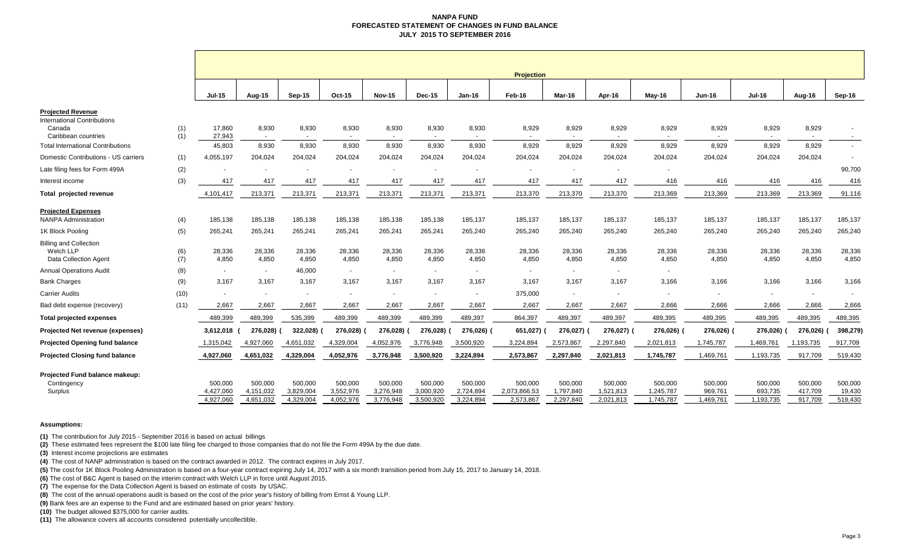# NANPA FUND
## FORECASTED STATEMENT OF CHANGES IN FUND BALANCE
## JULY 2015 TO SEPTEMBER 2016

| | | Projection | | | | | | | | | | | | | | |
|---|---|---|---|---|---|---|---|---|---|---|---|---|---|---|---|---|
| | | Jul-15 | Aug-15 | Sep-15 | Oct-15 | Nov-15 | Dec-15 | Jan-16 | Feb-16 | Mar-16 | Apr-16 | May-16 | Jun-16 | Jul-16 | Aug-16 | Sep-16 |
| **Projected Revenue** | | | | | | | | | | | | | | | | |
| International Contributions | | | | | | | | | | | | | | | | |
| Canada | (1) | 17,860 | 8,930 | 8,930 | 8,930 | 8,930 | 8,930 | 8,930 | 8,929 | 8,929 | 8,929 | 8,929 | 8,929 | 8,929 | 8,929 | - |
| Caribbean countries | (1) | 27,943 | - | - | - | - | - | - | - | - | - | - | - | - | - | - |
| Total International Contributions | | 45,803 | 8,930 | 8,930 | 8,930 | 8,930 | 8,930 | 8,930 | 8,929 | 8,929 | 8,929 | 8,929 | 8,929 | 8,929 | 8,929 | - |
| Domestic Contributions - US carriers | (1) | 4,055,197 | 204,024 | 204,024 | 204,024 | 204,024 | 204,024 | 204,024 | 204,024 | 204,024 | 204,024 | 204,024 | 204,024 | 204,024 | 204,024 | - |
| Late filing fees for Form 499A | (2) | - | - | - | - | - | - | - | - | - | - | - | | | | 90,700 |
| Interest income | (3) | 417 | 417 | 417 | 417 | 417 | 417 | 417 | 417 | 417 | 417 | 416 | 416 | 416 | 416 | 416 |
| **Total projected revenue** | | 4,101,417 | 213,371 | 213,371 | 213,371 | 213,371 | 213,371 | 213,371 | 213,370 | 213,370 | 213,370 | 213,369 | 213,369 | 213,369 | 213,369 | 91,116 |
| **Projected Expenses** | | | | | | | | | | | | | | | | |
| NANPA Administration | (4) | 185,138 | 185,138 | 185,138 | 185,138 | 185,138 | 185,138 | 185,137 | 185,137 | 185,137 | 185,137 | 185,137 | 185,137 | 185,137 | 185,137 | 185,137 |
| 1K Block Pooling | (5) | 265,241 | 265,241 | 265,241 | 265,241 | 265,241 | 265,241 | 265,240 | 265,240 | 265,240 | 265,240 | 265,240 | 265,240 | 265,240 | 265,240 | 265,240 |
| Billing and Collection | | | | | | | | | | | | | | | | |
| Welch LLP | (6) | 28,336 | 28,336 | 28,336 | 28,336 | 28,336 | 28,336 | 28,336 | 28,336 | 28,336 | 28,336 | 28,336 | 28,336 | 28,336 | 28,336 | 28,336 |
| Data Collection Agent | (7) | 4,850 | 4,850 | 4,850 | 4,850 | 4,850 | 4,850 | 4,850 | 4,850 | 4,850 | 4,850 | 4,850 | 4,850 | 4,850 | 4,850 | 4,850 |
| Annual Operations Audit | (8) | - | - | 46,000 | - | - | - | - | - | - | - | - | | | | |
| Bank Charges | (9) | 3,167 | 3,167 | 3,167 | 3,167 | 3,167 | 3,167 | 3,167 | 3,167 | 3,167 | 3,167 | 3,166 | 3,166 | 3,166 | 3,166 | 3,166 |
| Carrier Audits | (10) | - | - | - | - | - | - | - | 375,000 | - | - | - | - | - | - | - |
| Bad debt expense (recovery) | (11) | 2,667 | 2,667 | 2,667 | 2,667 | 2,667 | 2,667 | 2,667 | 2,667 | 2,667 | 2,667 | 2,666 | 2,666 | 2,666 | 2,666 | 2,666 |
| **Total projected expenses** | | 489,399 | 489,399 | 535,399 | 489,399 | 489,399 | 489,399 | 489,397 | 864,397 | 489,397 | 489,397 | 489,395 | 489,395 | 489,395 | 489,395 | 489,395 |
| **Projected Net revenue (expenses)** | | 3,612,018 | (276,028) | (322,028) | (276,028) | (276,028) | (276,028) | (276,026) | (651,027) | (276,027) | (276,027) | (276,026) | (276,026) | (276,026) | (276,026) | (398,279) |
| **Projected Opening fund balance** | | 1,315,042 | 4,927,060 | 4,651,032 | 4,329,004 | 4,052,976 | 3,776,948 | 3,500,920 | 3,224,894 | 2,573,867 | 2,297,840 | 2,021,813 | 1,745,787 | 1,469,761 | 1,193,735 | 917,709 |
| **Projected Closing fund balance** | | 4,927,060 | 4,651,032 | 4,329,004 | 4,052,976 | 3,776,948 | 3,500,920 | 3,224,894 | 2,573,867 | 2,297,840 | 2,021,813 | 1,745,787 | 1,469,761 | 1,193,735 | 917,709 | 519,430 |
| **Projected Fund balance makeup:** | | | | | | | | | | | | | | | | |
| Contingency | | 500,000 | 500,000 | 500,000 | 500,000 | 500,000 | 500,000 | 500,000 | 500,000 | 500,000 | 500,000 | 500,000 | 500,000 | 500,000 | 500,000 | 500,000 |
| Surplus | | 4,427,060 | 4,151,032 | 3,829,004 | 3,552,976 | 3,276,948 | 3,000,920 | 2,724,894 | 2,073,866.53 | 1,797,840 | 1,521,813 | 1,245,787 | 969,761 | 693,735 | 417,709 | 19,430 |
| | | 4,927,060 | 4,651,032 | 4,329,004 | 4,052,976 | 3,776,948 | 3,500,920 | 3,224,894 | 2,573,867 | 2,297,840 | 2,021,813 | 1,745,787 | 1,469,761 | 1,193,735 | 917,709 | 519,430 |

**Assumptions:**

**(1)** The contribution for July 2015 - September 2016 is based on actual billings

**(2)** These estimated fees represent the $100 late filing fee charged to those companies that do not file the Form 499A by the due date.

**(3)** Interest income projections are estimates

**(4)** The cost of NANP administration is based on the contract awarded in 2012. The contract expires in July 2017.

**(5)** The cost for 1K Block Pooling Administration is based on a four-year contract expiring July 14, 2017 with a six month transition period from July 15, 2017 to January 14, 2018.

**(6)** The cost of B&C Agent is based on the interim contract with Welch LLP in force until August 2015.

**(7)** The expense for the Data Collection Agent is based on estimate of costs by USAC.

**(8)** The cost of the annual operations audit is based on the cost of the prior year's history of billing from Ernst & Young LLP.

**(9)** Bank fees are an expense to the Fund and are estimated based on prior years' history.

**(10)** The budget allowed $375,000 for carrier audits.

**(11)** The allowance covers all accounts considered potentially uncollectible.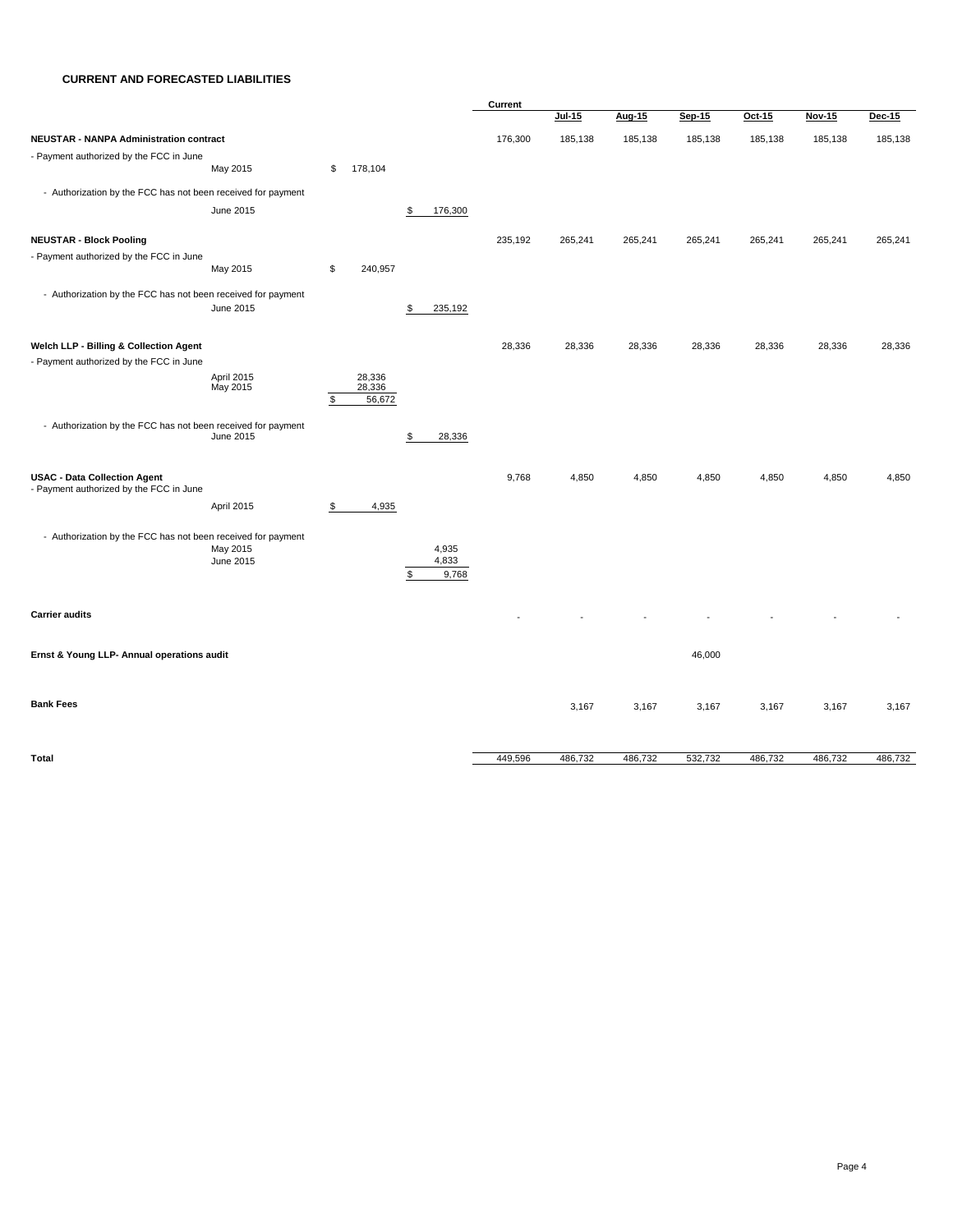## CURRENT AND FORECASTED LIABILITIES

| | | | | Current | Jul-15 | Aug-15 | Sep-15 | Oct-15 | Nov-15 | Dec-15 |
|---|---|---|---|---|---|---|---|---|---|---|
| **NEUSTAR - NANPA Administration contract** | | | | 176,300 | 185,138 | 185,138 | 185,138 | 185,138 | 185,138 | 185,138 |
| - Payment authorized by the FCC in June | | | | | | | | | | |
| | May 2015 | $ 178,104 | | | | | | | | |
| - Authorization by the FCC has not been received for payment | | | | | | | | | | |
| | June 2015 | | $ 176,300 | | | | | | | |
| **NEUSTAR - Block Pooling** | | | | 235,192 | 265,241 | 265,241 | 265,241 | 265,241 | 265,241 | 265,241 |
| - Payment authorized by the FCC in June | | | | | | | | | | |
| | May 2015 | $ 240,957 | | | | | | | | |
| - Authorization by the FCC has not been received for payment | | | | | | | | | | |
| | June 2015 | | $ 235,192 | | | | | | | |
| **Welch LLP - Billing & Collection Agent** | | | | 28,336 | 28,336 | 28,336 | 28,336 | 28,336 | 28,336 | 28,336 |
| - Payment authorized by the FCC in June | | | | | | | | | | |
| | April 2015 | 28,336 | | | | | | | | |
| | May 2015 | 28,336 | | | | | | | | |
| | | $ 56,672 | | | | | | | | |
| - Authorization by the FCC has not been received for payment | | | | | | | | | | |
| | June 2015 | | $ 28,336 | | | | | | | |
| **USAC - Data Collection Agent** | | | | 9,768 | 4,850 | 4,850 | 4,850 | 4,850 | 4,850 | 4,850 |
| - Payment authorized by the FCC in June | | | | | | | | | | |
| | April 2015 | $ 4,935 | | | | | | | | |
| - Authorization by the FCC has not been received for payment | | | | | | | | | | |
| | May 2015 | | 4,935 | | | | | | | |
| | June 2015 | | 4,833 | | | | | | | |
| | | | $ 9,768 | | | | | | | |
| **Carrier audits** | | | | - | - | - | - | - | - | - |
| **Ernst & Young LLP- Annual operations audit** | | | | | | | 46,000 | | | |
| **Bank Fees** | | | | | 3,167 | 3,167 | 3,167 | 3,167 | 3,167 | 3,167 |
| **Total** | | | | 449,596 | 486,732 | 486,732 | 532,732 | 486,732 | 486,732 | 486,732 |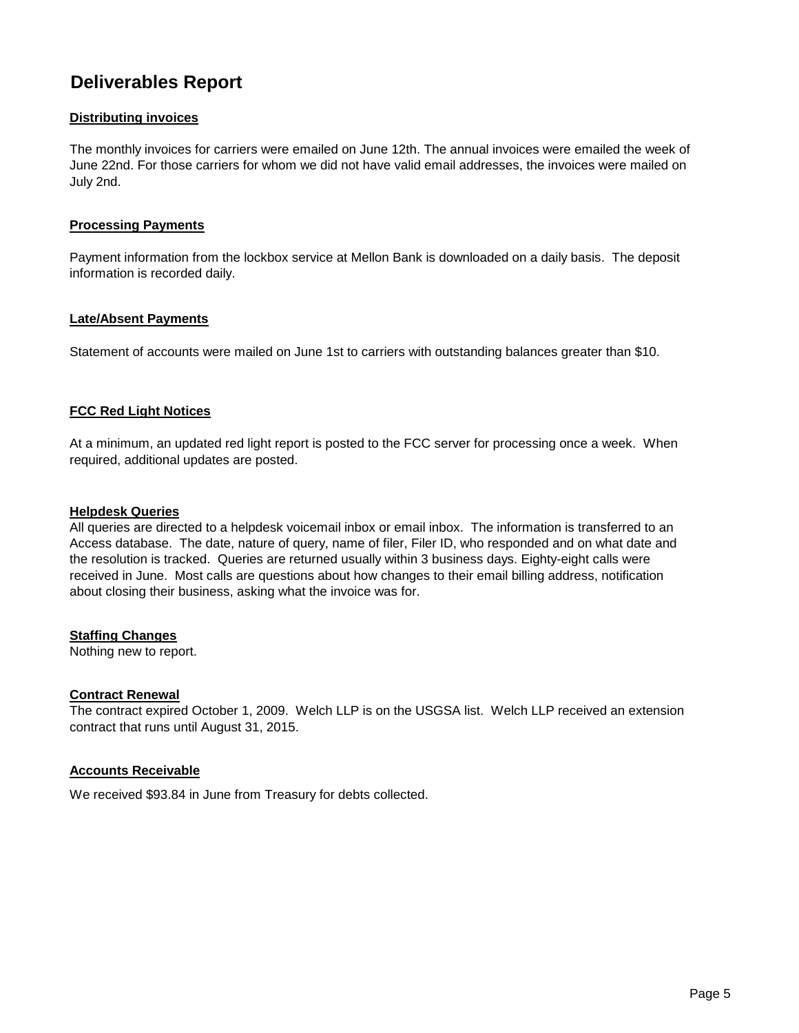# Deliverables Report

**Distributing invoices**

The monthly invoices for carriers were emailed on June 12th. The annual invoices were emailed the week of June 22nd. For those carriers for whom we did not have valid email addresses, the invoices were mailed on July 2nd.

**Processing Payments**

Payment information from the lockbox service at Mellon Bank is downloaded on a daily basis. The deposit information is recorded daily.

**Late/Absent Payments**

Statement of accounts were mailed on June 1st to carriers with outstanding balances greater than $10.

**FCC Red Light Notices**

At a minimum, an updated red light report is posted to the FCC server for processing once a week. When required, additional updates are posted.

**Helpdesk Queries**

All queries are directed to a helpdesk voicemail inbox or email inbox. The information is transferred to an Access database. The date, nature of query, name of filer, Filer ID, who responded and on what date and the resolution is tracked. Queries are returned usually within 3 business days. Eighty-eight calls were received in June. Most calls are questions about how changes to their email billing address, notification about closing their business, asking what the invoice was for.

**Staffing Changes**

Nothing new to report.

**Contract Renewal**

The contract expired October 1, 2009. Welch LLP is on the USGSA list. Welch LLP received an extension contract that runs until August 31, 2015.

**Accounts Receivable**

We received $93.84 in June from Treasury for debts collected.